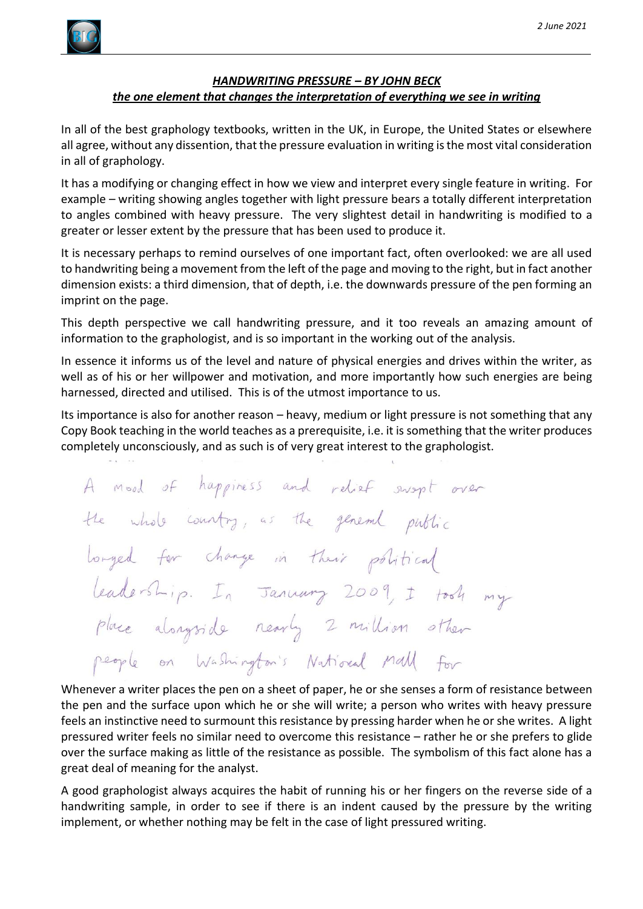## *HANDWRITING PRESSURE – BY JOHN BECK*

### *the one element that changes the interpretation of everything we see in writing*

In all of the best graphology textbooks, written in the UK, in Europe, the United States or elsewhere all agree, without any dissention, that the pressure evaluation in writing is the most vital consideration in all of graphology.

It has a modifying or changing effect in how we view and interpret every single feature in writing. For example – writing showing angles together with light pressure bears a totally different interpretation to angles combined with heavy pressure. The very slightest detail in handwriting is modified to a greater or lesser extent by the pressure that has been used to produce it.

It is necessary perhaps to remind ourselves of one important fact, often overlooked: we are all used to handwriting being a movement from the left of the page and moving to the right, but in fact another dimension exists: a third dimension, that of depth, i.e. the downwards pressure of the pen forming an imprint on the page.

This depth perspective we call handwriting pressure, and it too reveals an amazing amount of information to the graphologist, and is so important in the working out of the analysis.

In essence it informs us of the level and nature of physical energies and drives within the writer, as well as of his or her willpower and motivation, and more importantly how such energies are being harnessed, directed and utilised. This is of the utmost importance to us.

Its importance is also for another reason – heavy, medium or light pressure is not something that any Copy Book teaching in the world teaches as a prerequisite, i.e. it is something that the writer produces completely unconsciously, and as such is of very great interest to the graphologist.

> A mood of happiness and relief swept over the whole country, as the general public longed for change in their political leadership. In January 2009, I took my place alongside nearly 2 million other people on Washington's National Mall for

Whenever a writer places the pen on a sheet of paper, he or she senses a form of resistance between the pen and the surface upon which he or she will write; a person who writes with heavy pressure feels an instinctive need to surmount this resistance by pressing harder when he or she writes. A light pressured writer feels no similar need to overcome this resistance – rather he or she prefers to glide over the surface making as little of the resistance as possible. The symbolism of this fact alone has a great deal of meaning for the analyst.

A good graphologist always acquires the habit of running his or her fingers on the reverse side of a handwriting sample, in order to see if there is an indent caused by the pressure by the writing implement, or whether nothing may be felt in the case of light pressured writing.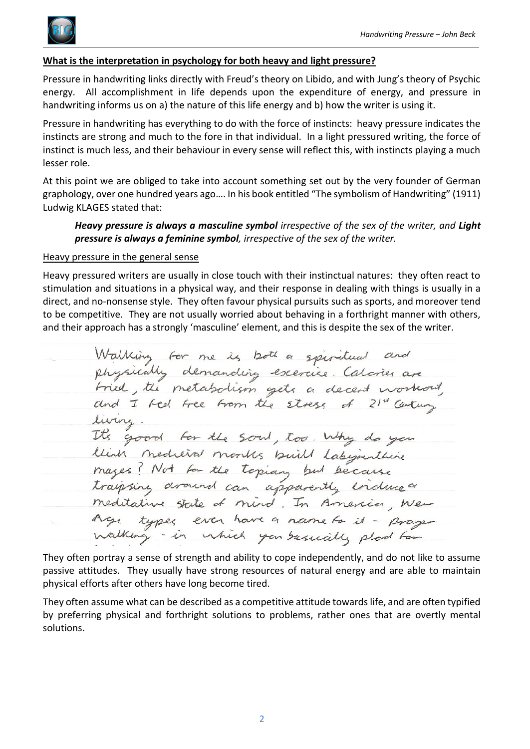**What is the interpretation in psychology for both heavy and light pressure?**

Pressure in handwriting links directly with Freud's theory on Libido, and with Jung's theory of Psychic energy. All accomplishment in life depends upon the expenditure of energy, and pressure in handwriting informs us on a) the nature of this life energy and b) how the writer is using it.

Pressure in handwriting has everything to do with the force of instincts: heavy pressure indicates the instincts are strong and much to the fore in that individual. In a light pressured writing, the force of instinct is much less, and their behaviour in every sense will reflect this, with instincts playing a much lesser role.

At this point we are obliged to take into account something set out by the very founder of German graphology, over one hundred years ago…. In his book entitled "The symbolism of Handwriting" (1911) Ludwig KLAGES stated that:

> ***Heavy pressure is always a masculine symbol*** *irrespective of the sex of the writer, and* ***Light pressure is always a feminine symbol****, irrespective of the sex of the writer.*

Heavy pressure in the general sense

Heavy pressured writers are usually in close touch with their instinctual natures: they often react to stimulation and situations in a physical way, and their response in dealing with things is usually in a direct, and no-nonsense style. They often favour physical pursuits such as sports, and moreover tend to be competitive. They are not usually worried about behaving in a forthright manner with others, and their approach has a strongly 'masculine' element, and this is despite the sex of the writer.

> Walking for me is both a spiritual and physically demanding exercise. Calories are fried, the metabolism gets a decent workout, and I feel free from the stress of 21st Century living.
> It's good for the soul, too. Why do you think medieval monks built labyrinthine mazes? Not for the topiary but because traipsing around can apparently induce a meditative state of mind. In America, New Age types even have a name for it - Prayer walking - in which you basically plod for

They often portray a sense of strength and ability to cope independently, and do not like to assume passive attitudes. They usually have strong resources of natural energy and are able to maintain physical efforts after others have long become tired.

They often assume what can be described as a competitive attitude towards life, and are often typified by preferring physical and forthright solutions to problems, rather ones that are overtly mental solutions.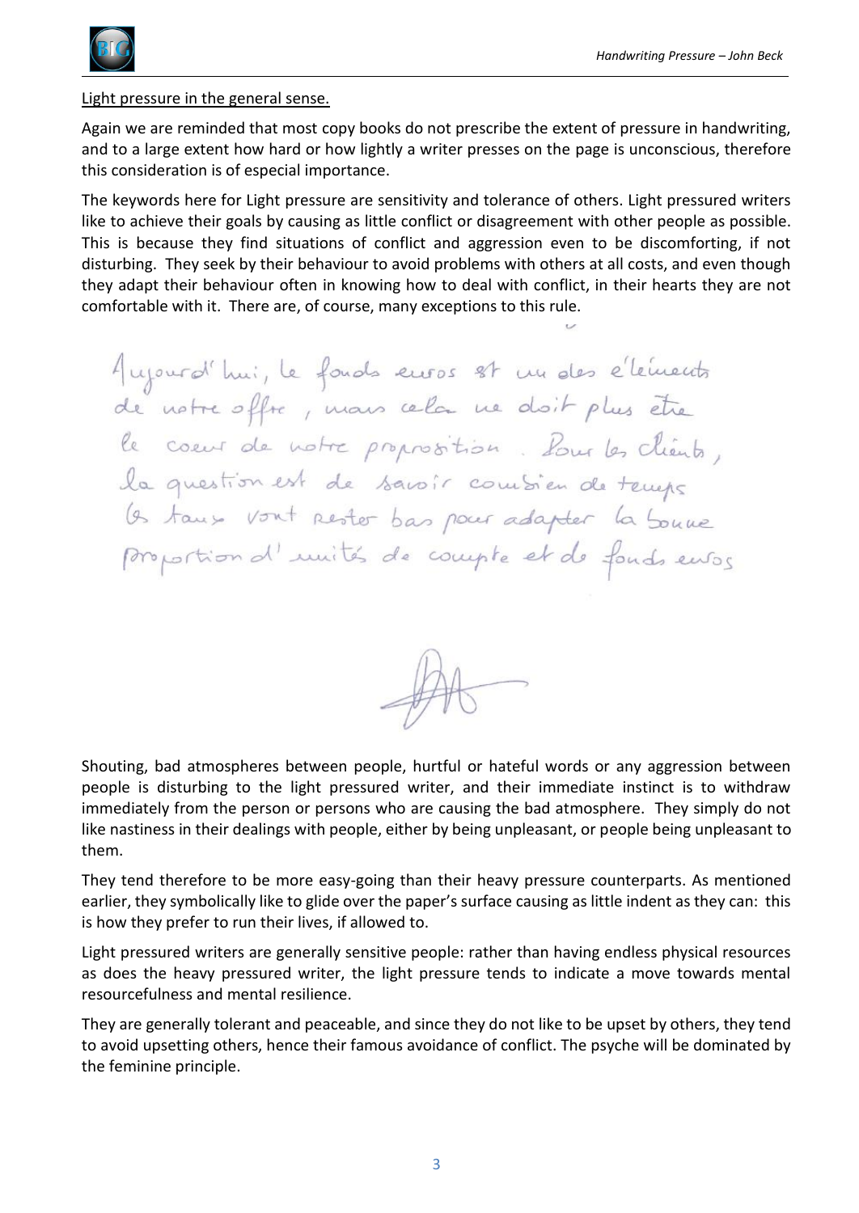Light pressure in the general sense.

Again we are reminded that most copy books do not prescribe the extent of pressure in handwriting, and to a large extent how hard or how lightly a writer presses on the page is unconscious, therefore this consideration is of especial importance.

The keywords here for Light pressure are sensitivity and tolerance of others. Light pressured writers like to achieve their goals by causing as little conflict or disagreement with other people as possible. This is because they find situations of conflict and aggression even to be discomforting, if not disturbing. They seek by their behaviour to avoid problems with others at all costs, and even though they adapt their behaviour often in knowing how to deal with conflict, in their hearts they are not comfortable with it. There are, of course, many exceptions to this rule.

> Aujourd'hui, le fonds euros est un des éléments
> de notre offre, mais cela ne doit plus être
> le coeur de notre proposition. Pour les clients,
> la question est de savoir combien de temps
> les taux vont rester bas pour adapter la bonne
> proportion d'unités de compte et de fonds euros

Shouting, bad atmospheres between people, hurtful or hateful words or any aggression between people is disturbing to the light pressured writer, and their immediate instinct is to withdraw immediately from the person or persons who are causing the bad atmosphere. They simply do not like nastiness in their dealings with people, either by being unpleasant, or people being unpleasant to them.

They tend therefore to be more easy-going than their heavy pressure counterparts. As mentioned earlier, they symbolically like to glide over the paper's surface causing as little indent as they can: this is how they prefer to run their lives, if allowed to.

Light pressured writers are generally sensitive people: rather than having endless physical resources as does the heavy pressured writer, the light pressure tends to indicate a move towards mental resourcefulness and mental resilience.

They are generally tolerant and peaceable, and since they do not like to be upset by others, they tend to avoid upsetting others, hence their famous avoidance of conflict. The psyche will be dominated by the feminine principle.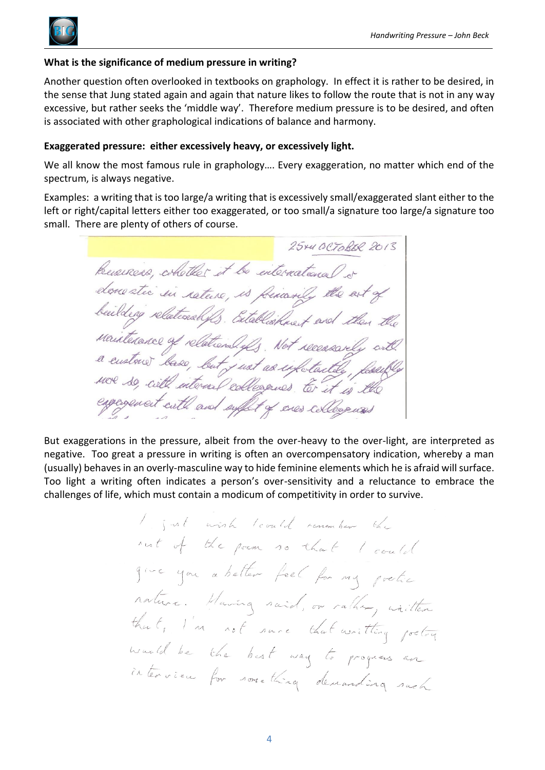**What is the significance of medium pressure in writing?**

Another question often overlooked in textbooks on graphology. In effect it is rather to be desired, in the sense that Jung stated again and again that nature likes to follow the route that is not in any way excessive, but rather seeks the 'middle way'. Therefore medium pressure is to be desired, and often is associated with other graphological indications of balance and harmony.

**Exaggerated pressure: either excessively heavy, or excessively light.**

We all know the most famous rule in graphology…. Every exaggeration, no matter which end of the spectrum, is always negative.

Examples: a writing that is too large/a writing that is excessively small/exaggerated slant either to the left or right/capital letters either too exaggerated, or too small/a signature too large/a signature too small. There are plenty of others of course.

But exaggerations in the pressure, albeit from the over-heavy to the over-light, are interpreted as negative. Too great a pressure in writing is often an overcompensatory indication, whereby a man (usually) behaves in an overly-masculine way to hide feminine elements which he is afraid will surface. Too light a writing often indicates a person's over-sensitivity and a reluctance to embrace the challenges of life, which must contain a modicum of competitivity in order to survive.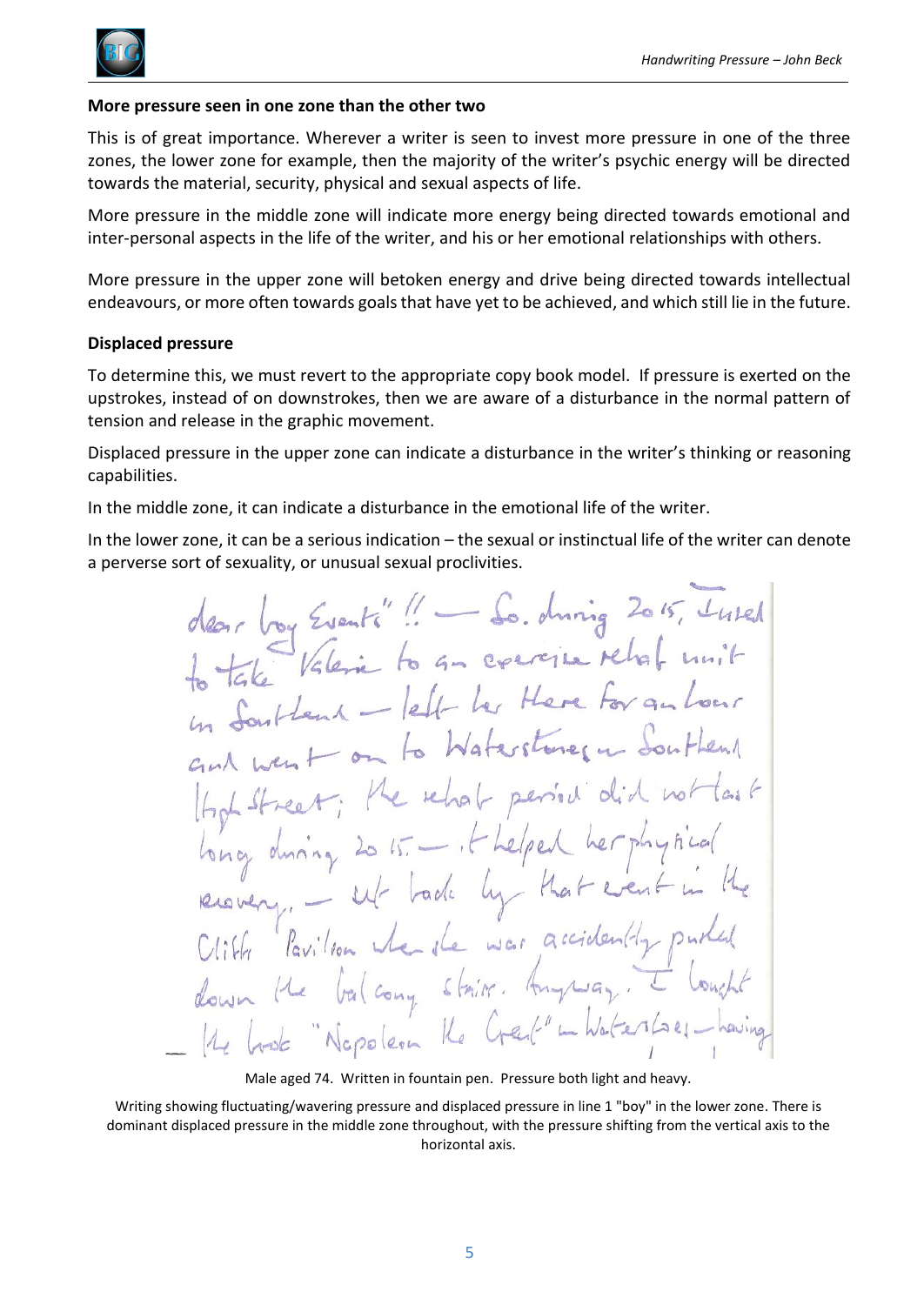**More pressure seen in one zone than the other two**

This is of great importance. Wherever a writer is seen to invest more pressure in one of the three zones, the lower zone for example, then the majority of the writer's psychic energy will be directed towards the material, security, physical and sexual aspects of life.

More pressure in the middle zone will indicate more energy being directed towards emotional and inter-personal aspects in the life of the writer, and his or her emotional relationships with others.

More pressure in the upper zone will betoken energy and drive being directed towards intellectual endeavours, or more often towards goals that have yet to be achieved, and which still lie in the future.

**Displaced pressure**

To determine this, we must revert to the appropriate copy book model. If pressure is exerted on the upstrokes, instead of on downstrokes, then we are aware of a disturbance in the normal pattern of tension and release in the graphic movement.

Displaced pressure in the upper zone can indicate a disturbance in the writer's thinking or reasoning capabilities.

In the middle zone, it can indicate a disturbance in the emotional life of the writer.

In the lower zone, it can be a serious indication – the sexual or instinctual life of the writer can denote a perverse sort of sexuality, or unusual sexual proclivities.

Male aged 74. Written in fountain pen. Pressure both light and heavy.

Writing showing fluctuating/wavering pressure and displaced pressure in line 1 "boy" in the lower zone. There is dominant displaced pressure in the middle zone throughout, with the pressure shifting from the vertical axis to the horizontal axis.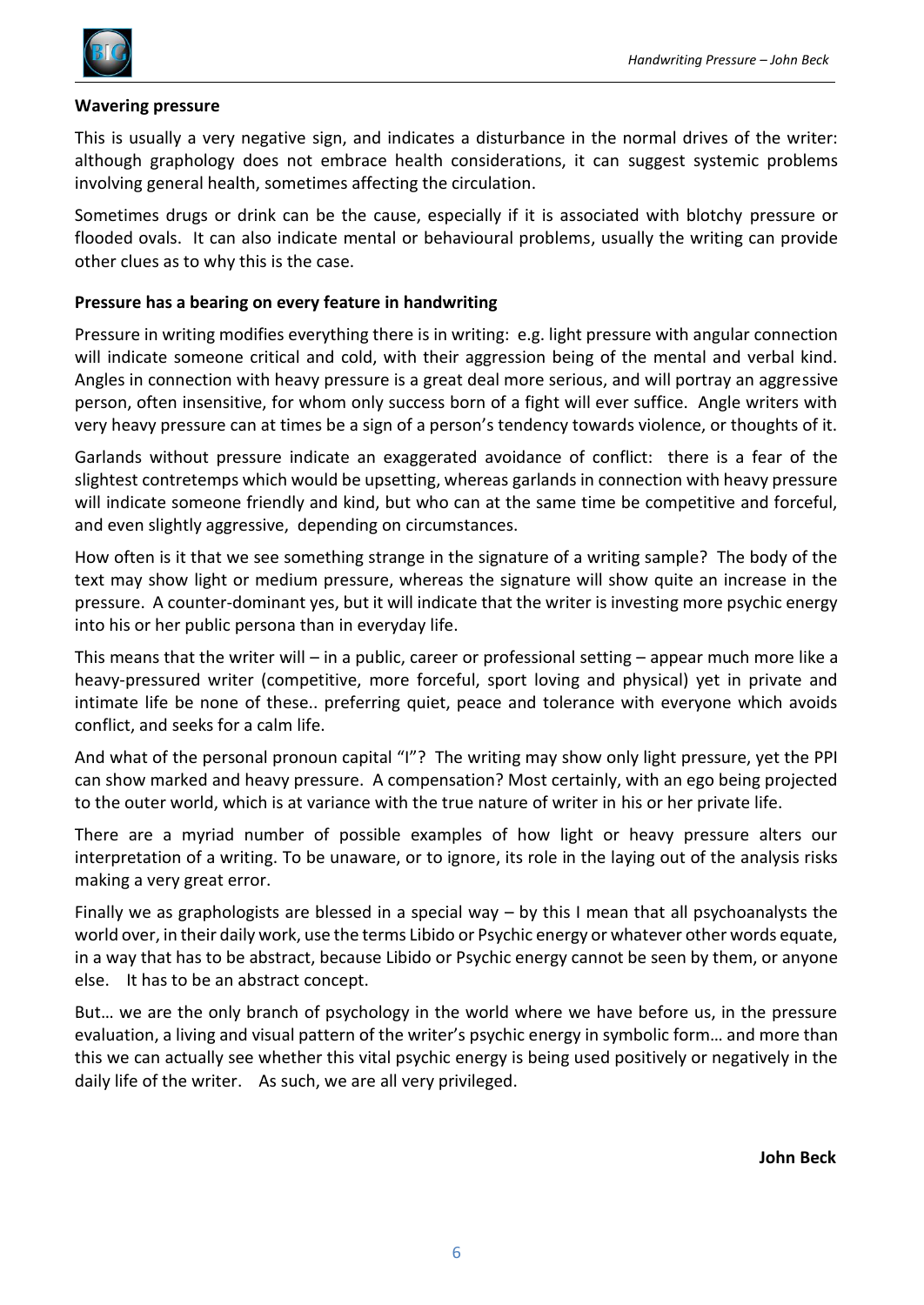**Wavering pressure**

This is usually a very negative sign, and indicates a disturbance in the normal drives of the writer: although graphology does not embrace health considerations, it can suggest systemic problems involving general health, sometimes affecting the circulation.

Sometimes drugs or drink can be the cause, especially if it is associated with blotchy pressure or flooded ovals. It can also indicate mental or behavioural problems, usually the writing can provide other clues as to why this is the case.

**Pressure has a bearing on every feature in handwriting**

Pressure in writing modifies everything there is in writing: e.g. light pressure with angular connection will indicate someone critical and cold, with their aggression being of the mental and verbal kind. Angles in connection with heavy pressure is a great deal more serious, and will portray an aggressive person, often insensitive, for whom only success born of a fight will ever suffice. Angle writers with very heavy pressure can at times be a sign of a person's tendency towards violence, or thoughts of it.

Garlands without pressure indicate an exaggerated avoidance of conflict: there is a fear of the slightest contretemps which would be upsetting, whereas garlands in connection with heavy pressure will indicate someone friendly and kind, but who can at the same time be competitive and forceful, and even slightly aggressive, depending on circumstances.

How often is it that we see something strange in the signature of a writing sample? The body of the text may show light or medium pressure, whereas the signature will show quite an increase in the pressure. A counter-dominant yes, but it will indicate that the writer is investing more psychic energy into his or her public persona than in everyday life.

This means that the writer will – in a public, career or professional setting – appear much more like a heavy-pressured writer (competitive, more forceful, sport loving and physical) yet in private and intimate life be none of these.. preferring quiet, peace and tolerance with everyone which avoids conflict, and seeks for a calm life.

And what of the personal pronoun capital "I"? The writing may show only light pressure, yet the PPI can show marked and heavy pressure. A compensation? Most certainly, with an ego being projected to the outer world, which is at variance with the true nature of writer in his or her private life.

There are a myriad number of possible examples of how light or heavy pressure alters our interpretation of a writing. To be unaware, or to ignore, its role in the laying out of the analysis risks making a very great error.

Finally we as graphologists are blessed in a special way – by this I mean that all psychoanalysts the world over, in their daily work, use the terms Libido or Psychic energy or whatever other words equate, in a way that has to be abstract, because Libido or Psychic energy cannot be seen by them, or anyone else. It has to be an abstract concept.

But… we are the only branch of psychology in the world where we have before us, in the pressure evaluation, a living and visual pattern of the writer's psychic energy in symbolic form… and more than this we can actually see whether this vital psychic energy is being used positively or negatively in the daily life of the writer. As such, we are all very privileged.

**John Beck**